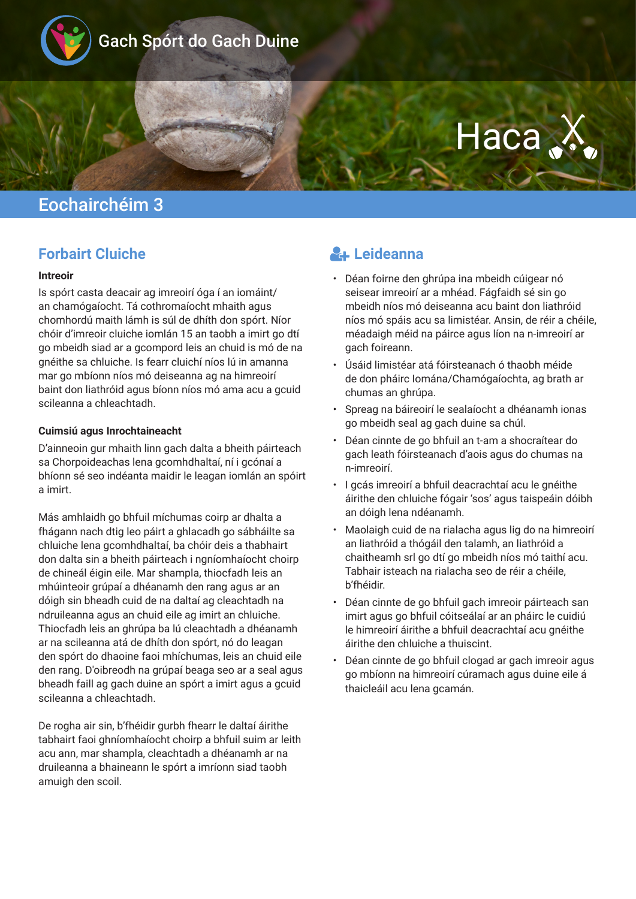Gach Spórt do Gach Duine

# Haca

## Eochairchéim 3

### Forbairt Cluiche

**Intreoir**

Is spórt casta deacair ag imreoirí óga í an iomáint/ an chamógaíocht. Tá cothromaíocht mhaith agus chomhordú maith lámh is súl de dhíth don spórt. Níor chóir d’imreoir cluiche iomlán 15 an taobh a imirt go dtí go mbeidh siad ar a gcompord leis an chuid is mó de na gnéithe sa chluiche. Is fearr cluichí níos lú in amanna mar go mbíonn níos mó deiseanna ag na himreoirí baint don liathróid agus bíonn níos mó ama acu a gcuid scileanna a chleachtadh.

**Cuimsiú agus Inrochtaineacht**

D’ainneoin gur mhaith linn gach dalta a bheith páirteach sa Chorpoideachas lena gcomhdhaltaí, ní i gcónaí a bhíonn sé seo indéanta maidir le leagan iomlán an spóirt a imirt.

Más amhlaidh go bhfuil míchumas coirp ar dhalta a fhágann nach dtig leo páirt a ghlacadh go sábháilte sa chluiche lena gcomhdhaltaí, ba chóir deis a thabhairt don dalta sin a bheith páirteach i ngníomhaíocht choirp de chineál éigin eile. Mar shampla, thiocfadh leis an mhúinteoir grúpaí a dhéanamh den rang agus ar an dóigh sin bheadh cuid de na daltaí ag cleachtadh na ndruileanna agus an chuid eile ag imirt an chluiche. Thiocfadh leis an ghrúpa ba lú cleachtadh a dhéanamh ar na scileanna atá de dhíth don spórt, nó do leagan den spórt do dhaoine faoi mhíchumas, leis an chuid eile den rang. D'oibreodh na grúpaí beaga seo ar a seal agus bheadh faill ag gach duine an spórt a imirt agus a gcuid scileanna a chleachtadh.

De rogha air sin, b’fhéidir gurbh fhearr le daltaí áirithe tabhairt faoi ghníomhaíocht choirp a bhfuil suim ar leith acu ann, mar shampla, cleachtadh a dhéanamh ar na druileanna a bhaineann le spórt a imríonn siad taobh amuigh den scoil.

### Leideanna

- Déan foirne den ghrúpa ina mbeidh cúigear nó seisear imreoirí ar a mhéad. Fágfaidh sé sin go mbeidh níos mó deiseanna acu baint don liathróid níos mó spáis acu sa limistéar. Ansin, de réir a chéile, méadaigh méid na páirce agus líon na n-imreoirí ar gach foireann.
- Úsáid limistéar atá fóirsteanach ó thaobh méide de don pháirc Iomána/Chamógaíochta, ag brath ar chumas an ghrúpa.
- Spreag na báireoirí le sealaíocht a dhéanamh ionas go mbeidh seal ag gach duine sa chúl.
- Déan cinnte de go bhfuil an t-am a shocraítear do gach leath fóirsteanach d’aois agus do chumas na n-imreoirí.
- I gcás imreoirí a bhfuil deacrachtaí acu le gnéithe áirithe den chluiche fógair ‘sos’ agus taispeáin dóibh an dóigh lena ndéanamh.
- Maolaigh cuid de na rialacha agus lig do na himreoirí an liathróid a thógáil den talamh, an liathróid a chaitheamh srl go dtí go mbeidh níos mó taithí acu. Tabhair isteach na rialacha seo de réir a chéile, b’fhéidir.
- Déan cinnte de go bhfuil gach imreoir páirteach san imirt agus go bhfuil cóitseálaí ar an pháirc le cuidiú le himreoirí áirithe a bhfuil deacrachtaí acu gnéithe áirithe den chluiche a thuiscint.
- Déan cinnte de go bhfuil clogad ar gach imreoir agus go mbíonn na himreoirí cúramach agus duine eile á thaicleáil acu lena gcamán.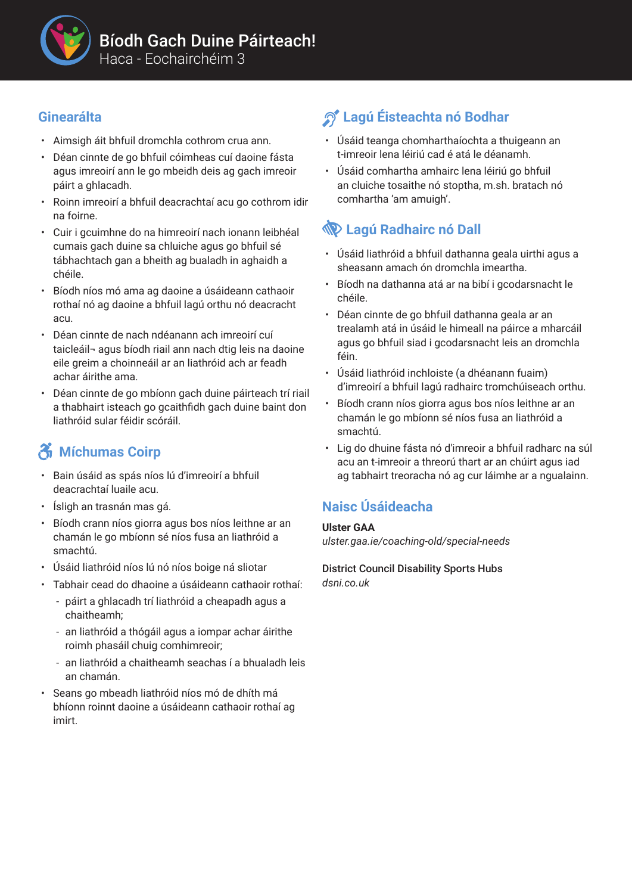# Bíodh Gach Duine Páirteach!

Haca - Eochairchéim 3

## Ginearálta

- Aimsigh áit bhfuil dromchla cothrom crua ann.
- Déan cinnte de go bhfuil cóimheas cuí daoine fásta agus imreoirí ann le go mbeidh deis ag gach imreoir páirt a ghlacadh.
- Roinn imreoirí a bhfuil deacrachtaí acu go cothrom idir na foirne.
- Cuir i gcuimhne do na himreoirí nach ionann leibhéal cumais gach duine sa chluiche agus go bhfuil sé tábhachtach gan a bheith ag bualadh in aghaidh a chéile.
- Bíodh níos mó ama ag daoine a úsáideann cathaoir rothaí nó ag daoine a bhfuil lagú orthu nó deacracht acu.
- Déan cinnte de nach ndéanann ach imreoirí cuí taicleáil¬ agus bíodh riail ann nach dtig leis na daoine eile greim a choinneáil ar an liathróid ach ar feadh achar áirithe ama.
- Déan cinnte de go mbíonn gach duine páirteach trí riail a thabhairt isteach go gcaithfidh gach duine baint don liathróid sular féidir scóráil.

## Míchumas Coirp

- Bain úsáid as spás níos lú d'imreoirí a bhfuil deacrachtaí luaile acu.
- Ísligh an trasnán mas gá.
- Bíodh crann níos giorra agus bos níos leithne ar an chamán le go mbíonn sé níos fusa an liathróid a smachtú.
- Úsáid liathróid níos lú nó níos boige ná sliotar
- Tabhair cead do dhaoine a úsáideann cathaoir rothaí:
  - páirt a ghlacadh trí liathróid a cheapadh agus a chaitheamh;
  - an liathróid a thógáil agus a iompar achar áirithe roimh phasáil chuig comhimreoir;
  - an liathróid a chaitheamh seachas í a bhualadh leis an chamán.
- Seans go mbeadh liathróid níos mó de dhíth má bhíonn roinnt daoine a úsáideann cathaoir rothaí ag imirt.

## Lagú Éisteachta nó Bodhar

- Úsáid teanga chomharthaíochta a thuigeann an t-imreoir lena léiriú cad é atá le déanamh.
- Úsáid comhartha amhairc lena léiriú go bhfuil an cluiche tosaithe nó stoptha, m.sh. bratach nó comhartha 'am amuigh'.

## Lagú Radhairc nó Dall

- Úsáid liathróid a bhfuil dathanna geala uirthi agus a sheasann amach ón dromchla imeartha.
- Bíodh na dathanna atá ar na bibí i gcodarsnacht le chéile.
- Déan cinnte de go bhfuil dathanna geala ar an trealamh atá in úsáid le himeall na páirce a mharcáil agus go bhfuil siad i gcodarsnacht leis an dromchla féin.
- Úsáid liathróid inchloiste (a dhéanann fuaim) d'imreoirí a bhfuil lagú radhairc tromchúiseach orthu.
- Bíodh crann níos giorra agus bos níos leithne ar an chamán le go mbíonn sé níos fusa an liathróid a smachtú.
- Lig do dhuine fásta nó d'imreoir a bhfuil radharc na súl acu an t-imreoir a threorú thart ar an chúirt agus iad ag tabhairt treoracha nó ag cur láimhe ar a ngualainn.

## Naisc Úsáideacha

**Ulster GAA**
*ulster.gaa.ie/coaching-old/special-needs*

**District Council Disability Sports Hubs**
*dsni.co.uk*